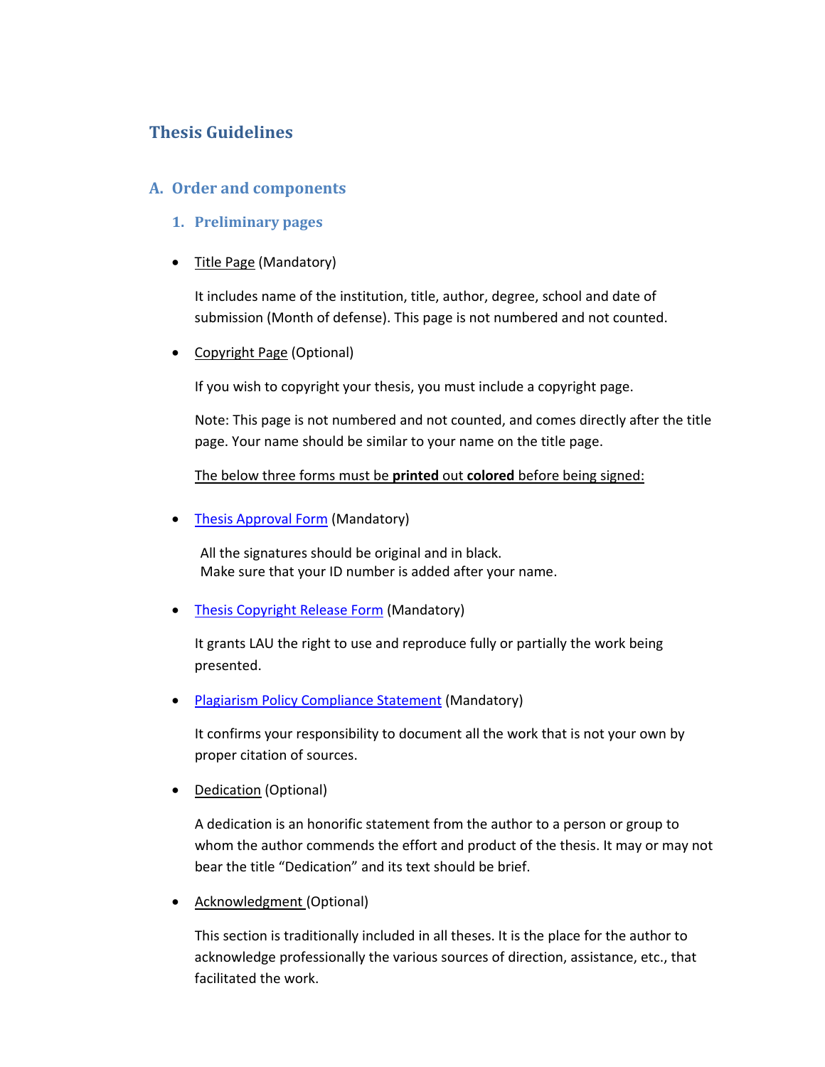# Thesis Guidelines

## A. Order and components

### 1. Preliminary pages

- Title Page (Mandatory)

  It includes name of the institution, title, author, degree, school and date of submission (Month of defense). This page is not numbered and not counted.

- Copyright Page (Optional)

  If you wish to copyright your thesis, you must include a copyright page.

  Note: This page is not numbered and not counted, and comes directly after the title page. Your name should be similar to your name on the title page.

  The below three forms must be **printed** out **colored** before being signed:

- Thesis Approval Form (Mandatory)

  All the signatures should be original and in black.
  Make sure that your ID number is added after your name.

- Thesis Copyright Release Form (Mandatory)

  It grants LAU the right to use and reproduce fully or partially the work being presented.

- Plagiarism Policy Compliance Statement (Mandatory)

  It confirms your responsibility to document all the work that is not your own by proper citation of sources.

- Dedication (Optional)

  A dedication is an honorific statement from the author to a person or group to whom the author commends the effort and product of the thesis. It may or may not bear the title "Dedication" and its text should be brief.

- Acknowledgment (Optional)

  This section is traditionally included in all theses. It is the place for the author to acknowledge professionally the various sources of direction, assistance, etc., that facilitated the work.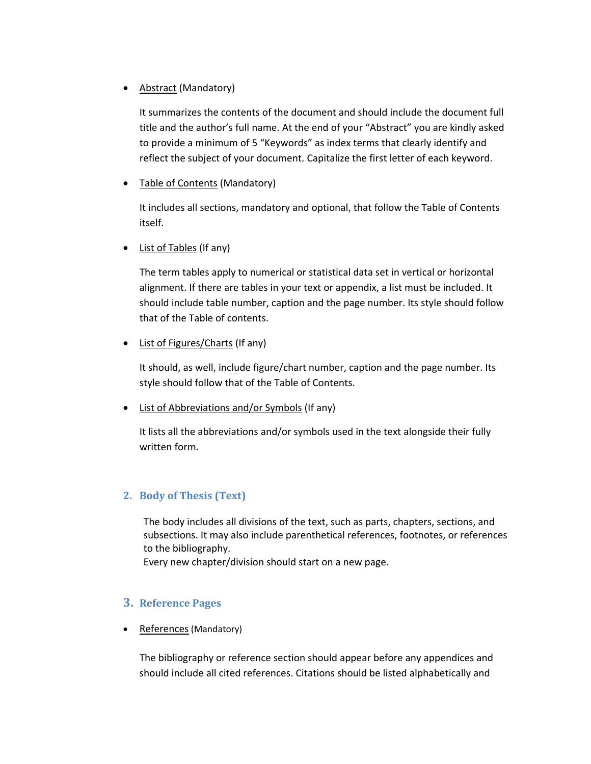- Abstract (Mandatory)

  It summarizes the contents of the document and should include the document full title and the author's full name. At the end of your "Abstract" you are kindly asked to provide a minimum of 5 "Keywords" as index terms that clearly identify and reflect the subject of your document. Capitalize the first letter of each keyword.

- Table of Contents (Mandatory)

  It includes all sections, mandatory and optional, that follow the Table of Contents itself.

- List of Tables (If any)

  The term tables apply to numerical or statistical data set in vertical or horizontal alignment. If there are tables in your text or appendix, a list must be included. It should include table number, caption and the page number. Its style should follow that of the Table of contents.

- List of Figures/Charts (If any)

  It should, as well, include figure/chart number, caption and the page number. Its style should follow that of the Table of Contents.

- List of Abbreviations and/or Symbols (If any)

  It lists all the abbreviations and/or symbols used in the text alongside their fully written form.

## 2. Body of Thesis (Text)

The body includes all divisions of the text, such as parts, chapters, sections, and subsections. It may also include parenthetical references, footnotes, or references to the bibliography.
Every new chapter/division should start on a new page.

## 3. Reference Pages

- References (Mandatory)

  The bibliography or reference section should appear before any appendices and should include all cited references. Citations should be listed alphabetically and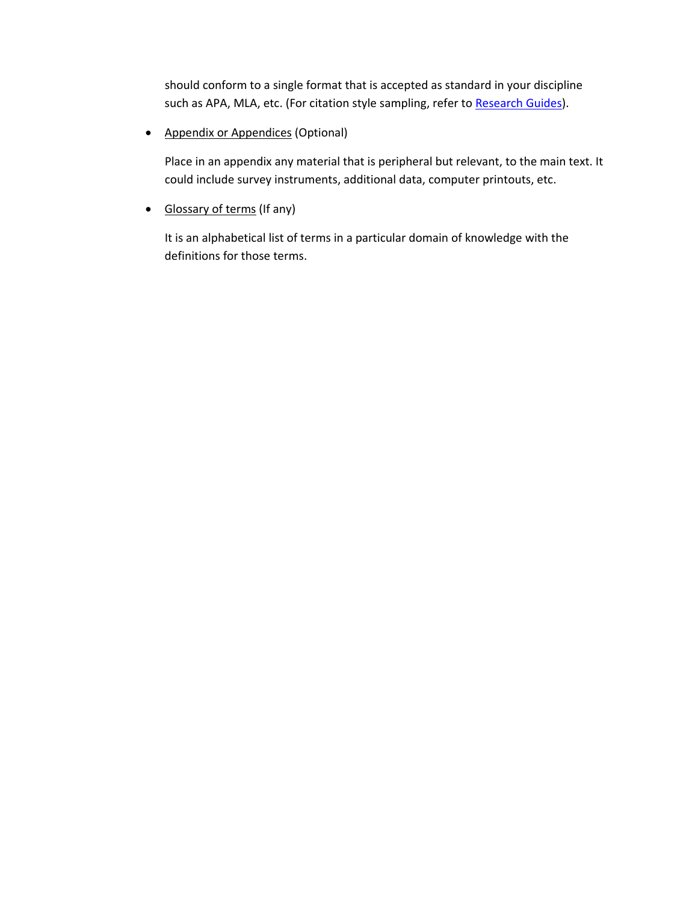should conform to a single format that is accepted as standard in your discipline such as APA, MLA, etc. (For citation style sampling, refer to Research Guides).

- Appendix or Appendices (Optional)

  Place in an appendix any material that is peripheral but relevant, to the main text. It could include survey instruments, additional data, computer printouts, etc.

- Glossary of terms (If any)

  It is an alphabetical list of terms in a particular domain of knowledge with the definitions for those terms.